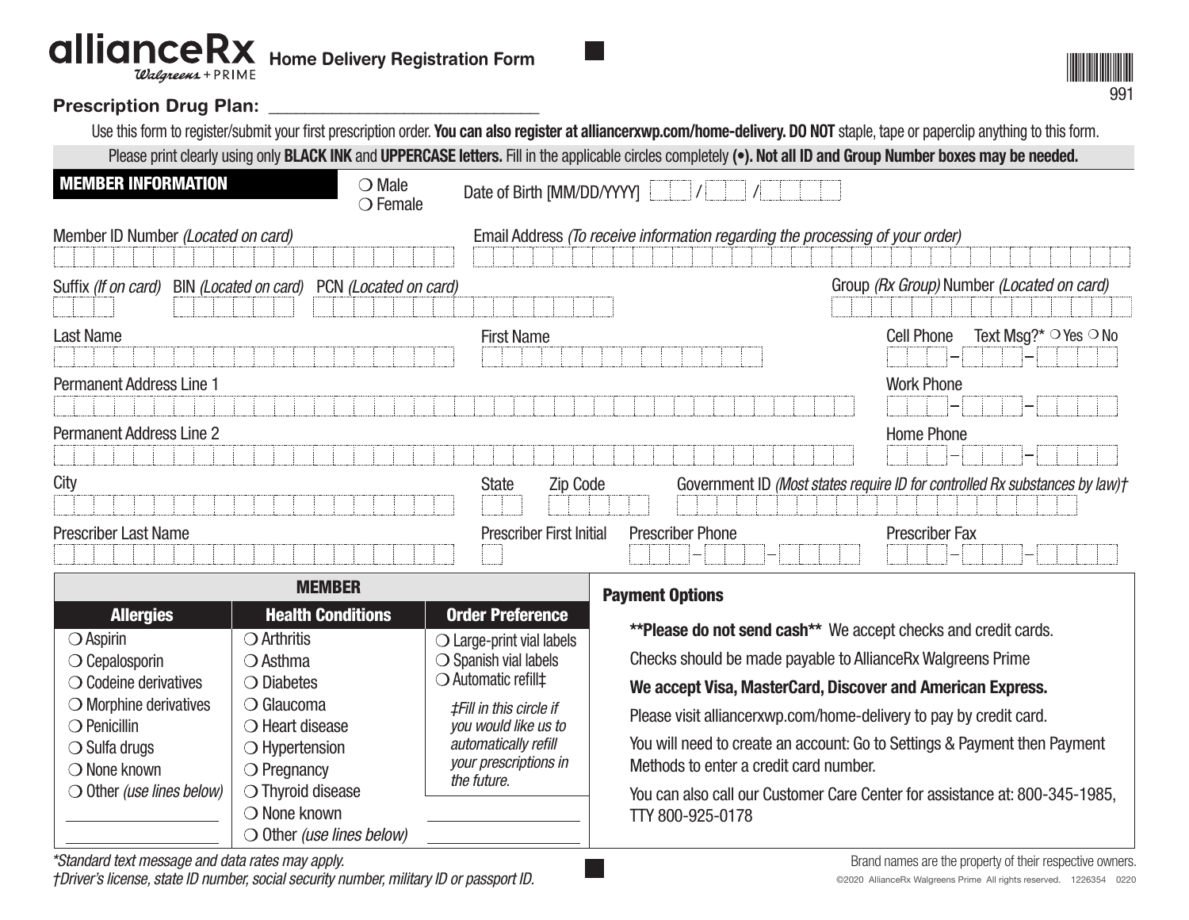# allianceRx Walgreens + PRIME — Home Delivery Registration Form

991

**Prescription Drug Plan:** ______________________________

Use this form to register/submit your first prescription order. **You can also register at alliancerxwp.com/home-delivery. DO NOT** staple, tape or paperclip anything to this form.

Please print clearly using only **BLACK INK** and **UPPERCASE letters.** Fill in the applicable circles completely **(•). Not all ID and Group Number boxes may be needed.**

## MEMBER INFORMATION

❍ Male
❍ Female

Date of Birth [MM/DD/YYYY] ____ / ____ / ________

Member ID Number *(Located on card)*

Email Address *(To receive information regarding the processing of your order)*

Suffix *(If on card)* BIN *(Located on card)* PCN *(Located on card)*

Group *(Rx Group)* Number *(Located on card)*

Last Name

First Name

Cell Phone Text Msg?* ❍ Yes ❍ No

Permanent Address Line 1

Work Phone

Permanent Address Line 2

Home Phone

City

State Zip Code

Government ID *(Most states require ID for controlled Rx substances by law)†*

Prescriber Last Name

Prescriber First Initial

Prescriber Phone

Prescriber Fax

## MEMBER

| Allergies | Health Conditions | Order Preference |
|---|---|---|
| ❍ Aspirin | ❍ Arthritis | ❍ Large-print vial labels |
| ❍ Cepalosporin | ❍ Asthma | ❍ Spanish vial labels |
| ❍ Codeine derivatives | ❍ Diabetes | ❍ Automatic refill‡ |
| ❍ Morphine derivatives | ❍ Glaucoma | *‡Fill in this circle if you would like us to automatically refill your prescriptions in the future.* |
| ❍ Penicillin | ❍ Heart disease | |
| ❍ Sulfa drugs | ❍ Hypertension | |
| ❍ None known | ❍ Pregnancy | |
| ❍ Other *(use lines below)* | ❍ Thyroid disease | |
| ____________ | ❍ None known | ____________ |
| ____________ | ❍ Other *(use lines below)* | ____________ |

## Payment Options

**\*\*Please do not send cash\*\*** We accept checks and credit cards.

Checks should be made payable to AllianceRx Walgreens Prime

**We accept Visa, MasterCard, Discover and American Express.**

Please visit alliancerxwp.com/home-delivery to pay by credit card.

You will need to create an account: Go to Settings & Payment then Payment Methods to enter a credit card number.

You can also call our Customer Care Center for assistance at: 800-345-1985, TTY 800-925-0178

*\*Standard text message and data rates may apply.*

*†Driver's license, state ID number, social security number, military ID or passport ID.*

Brand names are the property of their respective owners.

©2020 AllianceRx Walgreens Prime All rights reserved. 1226354 0220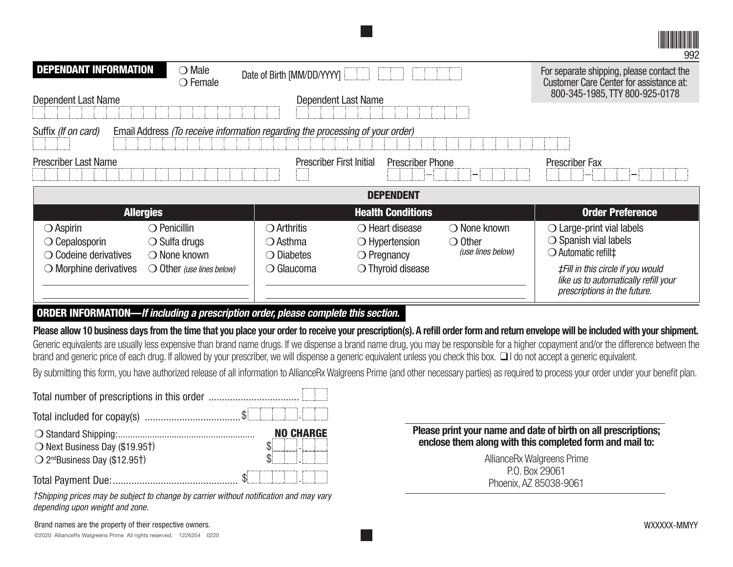## DEPENDANT INFORMATION

❍ Male
❍ Female

Date of Birth [MM/DD/YYYY]

For separate shipping, please contact the Customer Care Center for assistance at: 800-345-1985, TTY 800-925-0178

Dependent Last Name

Dependent Last Name

Suffix *(If on card)*

Email Address *(To receive information regarding the processing of your order)*

Prescriber Last Name

Prescriber First Initial

Prescriber Phone

Prescriber Fax

### DEPENDENT

| Allergies | | Health Conditions | | | Order Preference |
|---|---|---|---|---|---|
| ❍ Aspirin | ❍ Penicillin | ❍ Arthritis | ❍ Heart disease | ❍ None known | ❍ Large-print vial labels |
| ❍ Cepalosporin | ❍ Sulfa drugs | ❍ Asthma | ❍ Hypertension | ❍ Other *(use lines below)* | ❍ Spanish vial labels |
| ❍ Codeine derivatives | ❍ None known | ❍ Diabetes | ❍ Pregnancy | | ❍ Automatic refill‡ |
| ❍ Morphine derivatives | ❍ Other *(use lines below)* | ❍ Glaucoma | ❍ Thyroid disease | | *‡Fill in this circle if you would like us to automatically refill your prescriptions in the future.* |

## ORDER INFORMATION—*If including a prescription order, please complete this section.*

**Please allow 10 business days from the time that you place your order to receive your prescription(s). A refill order form and return envelope will be included with your shipment.**

Generic equivalents are usually less expensive than brand name drugs. If we dispense a brand name drug, you may be responsible for a higher copayment and/or the difference between the brand and generic price of each drug. If allowed by your prescriber, we will dispense a generic equivalent unless you check this box. ❑ I do not accept a generic equivalent.

By submitting this form, you have authorized release of all information to AllianceRx Walgreens Prime (and other necessary parties) as required to process your order under your benefit plan.

Total number of prescriptions in this order ..................................

Total included for copay(s) ...................................$ .

❍ Standard Shipping:....................................................... **NO CHARGE**
❍ Next Business Day ($19.95†) $ .
❍ 2nd Business Day ($12.95†) $ .

Total Payment Due:.............................................. $ .

*†Shipping prices may be subject to change by carrier without notification and may vary depending upon weight and zone.*

**Please print your name and date of birth on all prescriptions; enclose them along with this completed form and mail to:**

AllianceRx Walgreens Prime
P.O. Box 29061
Phoenix, AZ 85038-9061

Brand names are the property of their respective owners.

©2020 AllianceRx Walgreens Prime All rights reserved. 1226354 0220

WXXXXX-MMYY